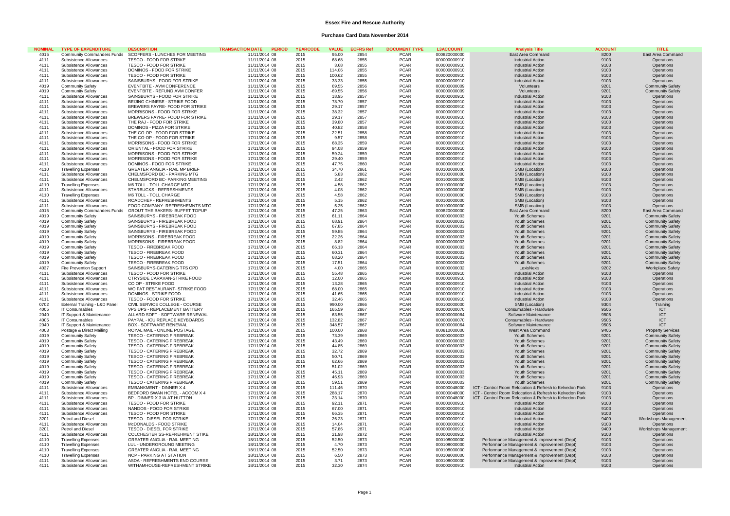# Essex Fire and Rescue Authority

## Purchase Card Data November 2014

| NOMINAL | TYPE OF EXPENDITURE | DESCRIPTION | TRANSACTION DATE | PERIOD | YEARCODE | VALUE | ECFRS Ref | DOCUMENT TYPE | L3ACCOUNT | Analysis Title | ACCOUNT | TITLE |
|---|---|---|---|---|---|---|---|---|---|---|---|---|
| 4015 | Community Commanders Funds | SCOFFERS - LUNCHES FOR MEETING | 11/11/2014 | 08 | 2015 | 95.00 | 2854 | PCAR | 000820000000 | East Area Command | 8200 | East Area Command |
| 4111 | Subsistence Allowances | TESCO - FOOD FOR STRIKE | 11/11/2014 | 08 | 2015 | 68.68 | 2855 | PCAR | 000000000910 | Industrial Action | 9103 | Operations |
| 4111 | Subsistence Allowances | TESCO - FOOD FOR STRIKE | 11/11/2014 | 08 | 2015 | 3.68 | 2855 | PCAR | 000000000910 | Industrial Action | 9103 | Operations |
| 4111 | Subsistence Allowances | DOMINOS - FOOD FOR STRIKE | 11/11/2014 | 08 | 2015 | 114.06 | 2855 | PCAR | 000000000910 | Industrial Action | 9103 | Operations |
| 4111 | Subsistence Allowances | TESCO - FOOD FOR STRIKE | 11/11/2014 | 08 | 2015 | 100.62 | 2855 | PCAR | 000000000910 | Industrial Action | 9103 | Operations |
| 4111 | Subsistence Allowances | SAINSBURYS - FOOD FOR STRIKE | 11/11/2014 | 08 | 2015 | 33.33 | 2855 | PCAR | 000000000910 | Industrial Action | 9103 | Operations |
| 4019 | Community Safety | EVENTBITE - AVM CONFERENCE | 11/11/2014 | 08 | 2015 | 69.55 | 2856 | PCAR | 000000000009 | Volunteers | 9201 | Community Safety |
| 4019 | Community Safety | EVENTBITE - REFUND AVM CONFER | 11/11/2014 | 08 | 2015 | -69.55 | 2856 | PCAR | 000000000009 | Volunteers | 9201 | Community Safety |
| 4111 | Subsistence Allowances | SAINSBURYS - FOOD FOR STRIKE | 11/11/2014 | 08 | 2015 | 18.95 | 2857 | PCAR | 000000000910 | Industrial Action | 9103 | Operations |
| 4111 | Subsistence Allowances | BEIJING CHINESE - STRIKE FOOD | 11/11/2014 | 08 | 2015 | 78.70 | 2857 | PCAR | 000000000910 | Industrial Action | 9103 | Operations |
| 4111 | Subsistence Allowances | BREWERS FAYRE- FOOD FOR STRIKE | 11/11/2014 | 08 | 2015 | 29.17 | 2857 | PCAR | 000000000910 | Industrial Action | 9103 | Operations |
| 4111 | Subsistence Allowances | MORRISONS - FOOD FOR STRIKE | 11/11/2014 | 08 | 2015 | 38.32 | 2857 | PCAR | 000000000910 | Industrial Action | 9103 | Operations |
| 4111 | Subsistence Allowances | BREWERS FAYRE- FOOD FOR STRIKE | 11/11/2014 | 08 | 2015 | 29.17 | 2857 | PCAR | 000000000910 | Industrial Action | 9103 | Operations |
| 4111 | Subsistence Allowances | THE RAJ - FOOD FOR STRIKE | 11/11/2014 | 08 | 2015 | 39.80 | 2857 | PCAR | 000000000910 | Industrial Action | 9103 | Operations |
| 4111 | Subsistence Allowances | DOMINOS - PIZZA FOR STRIKE | 17/11/2014 | 08 | 2015 | 40.82 | 2858 | PCAR | 000000000910 | Industrial Action | 9103 | Operations |
| 4111 | Subsistence Allowances | THE CO-OP - FOOD FOR STRIKE | 17/11/2014 | 08 | 2015 | 22.51 | 2858 | PCAR | 000000000910 | Industrial Action | 9103 | Operations |
| 4111 | Subsistence Allowances | THE CO-OP - FOOD FOR STRIKE | 17/11/2014 | 08 | 2015 | 9.57 | 2858 | PCAR | 000000000910 | Industrial Action | 9103 | Operations |
| 4111 | Subsistence Allowances | MORRISONS - FOOD FOR STRIKE | 17/11/2014 | 08 | 2015 | 68.35 | 2859 | PCAR | 000000000910 | Industrial Action | 9103 | Operations |
| 4111 | Subsistence Allowances | ORIENTAL - FOOD FOR STRIKE | 17/11/2014 | 08 | 2015 | 94.08 | 2859 | PCAR | 000000000910 | Industrial Action | 9103 | Operations |
| 4111 | Subsistence Allowances | MORRISONS - FOOD FOR STRIKE | 17/11/2014 | 08 | 2015 | 59.24 | 2859 | PCAR | 000000000910 | Industrial Action | 9103 | Operations |
| 4111 | Subsistence Allowances | MORRISONS - FOOD FOR STRIKE | 17/11/2014 | 08 | 2015 | 29.40 | 2859 | PCAR | 000000000910 | Industrial Action | 9103 | Operations |
| 4111 | Subsistence Allowances | DOMINOS - FOOD FOR STRIKE | 17/11/2014 | 08 | 2015 | 47.75 | 2860 | PCAR | 000000000910 | Industrial Action | 9103 | Operations |
| 4110 | Travelling Expenses | GREATER ANGLIA - RAIL MP BRIEF | 17/11/2014 | 08 | 2015 | 34.70 | 2861 | PCAR | 000100000000 | SMB (Location) | 9103 | Operations |
| 4111 | Subsistence Allowances | CHELMSFORD BC - PARKING MTG | 17/11/2014 | 08 | 2015 | 5.83 | 2862 | PCAR | 000100000000 | SMB (Location) | 9103 | Operations |
| 4111 | Subsistence Allowances | CHELMSFORD BC- PARKING MEETING | 17/11/2014 | 08 | 2015 | 2.42 | 2862 | PCAR | 000100000000 | SMB (Location) | 9103 | Operations |
| 4110 | Travelling Expenses | M6 TOLL - TOLL CHARGE MTG | 17/11/2014 | 08 | 2015 | 4.58 | 2862 | PCAR | 000100000000 | SMB (Location) | 9103 | Operations |
| 4111 | Subsistence Allowances | STARBUCKS - REFRESHMENTS | 17/11/2014 | 08 | 2015 | 4.08 | 2862 | PCAR | 000100000000 | SMB (Location) | 9103 | Operations |
| 4110 | Travelling Expenses | M6 TOLL - TOLL CHARGE | 17/11/2014 | 08 | 2015 | 4.58 | 2862 | PCAR | 000100000000 | SMB (Location) | 9103 | Operations |
| 4111 | Subsistence Allowances | ROADCHEF - REFRESHMENTS | 17/11/2014 | 08 | 2015 | 5.15 | 2862 | PCAR | 000100000000 | SMB (Location) | 9103 | Operations |
| 4111 | Subsistence Allowances | FOOD COMPANY- REFRESHEMNTS MTG | 17/11/2014 | 08 | 2015 | 5.25 | 2862 | PCAR | 000100000000 | SMB (Location) | 9103 | Operations |
| 4015 | Community Commanders Funds | GROUT THE BAKERS- BUFFET TOPUP | 17/11/2014 | 08 | 2015 | 47.25 | 2863 | PCAR | 000820000000 | East Area Command | 8200 | East Area Command |
| 4019 | Community Safety | SAINSBURYS - FIREBREAK FOOD | 17/11/2014 | 08 | 2015 | 61.11 | 2864 | PCAR | 000000000003 | Youth Schemes | 9201 | Community Safety |
| 4019 | Community Safety | SAINSBURYS - FIREBREAK FOOD | 17/11/2014 | 08 | 2015 | 68.91 | 2864 | PCAR | 000000000003 | Youth Schemes | 9201 | Community Safety |
| 4019 | Community Safety | SAINSBURYS - FIREBREAK FOOD | 17/11/2014 | 08 | 2015 | 67.85 | 2864 | PCAR | 000000000003 | Youth Schemes | 9201 | Community Safety |
| 4019 | Community Safety | SAINSBURYS - FIREBREAK FOOD | 17/11/2014 | 08 | 2015 | 59.85 | 2864 | PCAR | 000000000003 | Youth Schemes | 9201 | Community Safety |
| 4019 | Community Safety | MORRISONS - FIREBREAK FOOD | 17/11/2014 | 08 | 2015 | 22.26 | 2864 | PCAR | 000000000003 | Youth Schemes | 9201 | Community Safety |
| 4019 | Community Safety | MORRISONS - FIREBREAK FOOD | 17/11/2014 | 08 | 2015 | 8.82 | 2864 | PCAR | 000000000003 | Youth Schemes | 9201 | Community Safety |
| 4019 | Community Safety | TESCO - FIREBREAK FOOD | 17/11/2014 | 08 | 2015 | 66.13 | 2864 | PCAR | 000000000003 | Youth Schemes | 9201 | Community Safety |
| 4019 | Community Safety | TESCO - FIREBREAK FOOD | 17/11/2014 | 08 | 2015 | 60.31 | 2864 | PCAR | 000000000003 | Youth Schemes | 9201 | Community Safety |
| 4019 | Community Safety | TESCO - FIREBREAK FOOD | 17/11/2014 | 08 | 2015 | 68.20 | 2864 | PCAR | 000000000003 | Youth Schemes | 9201 | Community Safety |
| 4019 | Community Safety | TESCO - FIREBREAK FOOD | 17/11/2014 | 08 | 2015 | 17.51 | 2864 | PCAR | 000000000003 | Youth Schemes | 9201 | Community Safety |
| 4037 | Fire Prevention Support | SAINSBURYS-CATERING TFS CPD | 17/11/2014 | 08 | 2015 | 4.00 | 2865 | PCAR | 000000000032 | LexisNexis | 9202 | Workplace Safety |
| 4111 | Subsistence Allowances | TESCO - FOOD FOR STRIKE | 17/11/2014 | 08 | 2015 | 55.48 | 2865 | PCAR | 000000000910 | Industrial Action | 9103 | Operations |
| 4111 | Subsistence Allowances | CTRYSIDE CARAVAN-STRIKE FOOD | 17/11/2014 | 08 | 2015 | 12.00 | 2865 | PCAR | 000000000910 | Industrial Action | 9103 | Operations |
| 4111 | Subsistence Allowances | CO OP - STRIKE FOOD | 17/11/2014 | 08 | 2015 | 13.28 | 2865 | PCAR | 000000000910 | Industrial Action | 9103 | Operations |
| 4111 | Subsistence Allowances | WO FAT RESTAURANT- STRIKE FOOD | 17/11/2014 | 08 | 2015 | 68.00 | 2865 | PCAR | 000000000910 | Industrial Action | 9103 | Operations |
| 4111 | Subsistence Allowances | DOMINOS - STRIKE FOOD | 17/11/2014 | 08 | 2015 | 41.65 | 2865 | PCAR | 000000000910 | Industrial Action | 9103 | Operations |
| 4111 | Subsistence Allowances | TESCO - FOOD FOR STRIKE | 17/11/2014 | 08 | 2015 | 32.46 | 2865 | PCAR | 000000000910 | Industrial Action | 9103 | Operations |
| 0702 | External Training - L&D Panel | CIVIL SERVICE COLLEGE - COURSE | 17/11/2014 | 08 | 2015 | 990.00 | 2866 | PCAR | 000100000000 | SMB (Location) | 9304 | Training |
| 4005 | IT Consumables | VPS UPS - REPLACEMENT BATTERY | 17/11/2014 | 08 | 2015 | 165.59 | 2867 | PCAR | 000000000070 | Consumables - Hardware | 9505 | ICT |
| 2040 | IT Support & Maintenance | ALLARD SOFT - SOFTWARE RENEWAL | 17/11/2014 | 08 | 2015 | 63.55 | 2867 | PCAR | 000000000064 | Software Maintenance | 9505 | ICT |
| 4005 | IT Consumables | PAYPAL - ICU REPLACE KEYBOARDS | 17/11/2014 | 08 | 2015 | 132.82 | 2867 | PCAR | 000000000070 | Consumables - Hardware | 9505 | ICT |
| 2040 | IT Support & Maintenance | BOX - SOFTWARE RENEWAL | 17/11/2014 | 08 | 2015 | 348.57 | 2867 | PCAR | 000000000064 | Software Maintenance | 9505 | ICT |
| 4003 | Postage & Direct Mailing | ROYAL MAIL - ONLINE POSTAGE | 17/11/2014 | 08 | 2015 | 100.00 | 2868 | PCAR | 000810000000 | West Area Command | 9405 | Property Services |
| 4019 | Community Safety | TESCO - CATERING FIREBREAK | 17/11/2014 | 08 | 2015 | 73.39 | 2869 | PCAR | 000000000003 | Youth Schemes | 9201 | Community Safety |
| 4019 | Community Safety | TESCO - CATERING FIREBREAK | 17/11/2014 | 08 | 2015 | 43.49 | 2869 | PCAR | 000000000003 | Youth Schemes | 9201 | Community Safety |
| 4019 | Community Safety | TESCO - CATERING FIREBREAK | 17/11/2014 | 08 | 2015 | 44.85 | 2869 | PCAR | 000000000003 | Youth Schemes | 9201 | Community Safety |
| 4019 | Community Safety | TESCO - CATERING FIREBREAK | 17/11/2014 | 08 | 2015 | 32.72 | 2869 | PCAR | 000000000003 | Youth Schemes | 9201 | Community Safety |
| 4019 | Community Safety | TESCO - CATERING FIREBREAK | 17/11/2014 | 08 | 2015 | 50.71 | 2869 | PCAR | 000000000003 | Youth Schemes | 9201 | Community Safety |
| 4019 | Community Safety | TESCO - CATERING FIREBREAK | 17/11/2014 | 08 | 2015 | 62.66 | 2869 | PCAR | 000000000003 | Youth Schemes | 9201 | Community Safety |
| 4019 | Community Safety | TESCO - CATERING FIREBREAK | 17/11/2014 | 08 | 2015 | 51.02 | 2869 | PCAR | 000000000003 | Youth Schemes | 9201 | Community Safety |
| 4019 | Community Safety | TESCO - CATERING FIREBREAK | 17/11/2014 | 08 | 2015 | 45.11 | 2869 | PCAR | 000000000003 | Youth Schemes | 9201 | Community Safety |
| 4019 | Community Safety | TESCO - CATERING FIREBREAK | 17/11/2014 | 08 | 2015 | 46.93 | 2869 | PCAR | 000000000003 | Youth Schemes | 9201 | Community Safety |
| 4019 | Community Safety | TESCO - CATERING FIREBREAK | 17/11/2014 | 08 | 2015 | 59.51 | 2869 | PCAR | 000000000003 | Youth Schemes | 9201 | Community Safety |
| 4111 | Subsistence Allowances | EMBANKMENT - DINNER X 4 | 17/11/2014 | 08 | 2015 | 111.46 | 2870 | PCAR | 000000048000 | ICT - Control Room Relocation & Refresh to Kelvedon Park | 9103 | Operations |
| 4111 | Subsistence Allowances | BEDFORD SWAN HOTEL - ACCOM X 4 | 17/11/2014 | 08 | 2015 | 288.17 | 2870 | PCAR | 000000048000 | ICT - Control Room Relocation & Refresh to Kelvedon Park | 9103 | Operations |
| 4111 | Subsistence Allowances | BP - DINNER X 3 IA AT HUTTON | 17/11/2014 | 08 | 2015 | 23.14 | 2870 | PCAR | 000000048000 | ICT - Control Room Relocation & Refresh to Kelvedon Park | 9103 | Operations |
| 4111 | Subsistence Allowances | TESCO - FOOD FOR STRIKE | 17/11/2014 | 08 | 2015 | 92.11 | 2871 | PCAR | 000000000910 | Industrial Action | 9103 | Operations |
| 4111 | Subsistence Allowances | NANDOS - FOOD FOR STRIKE | 17/11/2014 | 08 | 2015 | 67.00 | 2871 | PCAR | 000000000910 | Industrial Action | 9103 | Operations |
| 4111 | Subsistence Allowances | TESCO - FOOD FOR STRIKE | 17/11/2014 | 08 | 2015 | 66.35 | 2871 | PCAR | 000000000910 | Industrial Action | 9103 | Operations |
| 3201 | Petrol and Diesel | TESCO - DIESEL FOR STRIKE | 17/11/2014 | 08 | 2015 | 26.23 | 2871 | PCAR | 000000000910 | Industrial Action | 9400 | Workshops Management |
| 4111 | Subsistence Allowances | McDONALDS - FOOD STRIKE | 17/11/2014 | 08 | 2015 | 14.04 | 2871 | PCAR | 000000000910 | Industrial Action | 9103 | Operations |
| 3201 | Petrol and Diesel | TESCO - DIESEL FOR STRIKE | 17/11/2014 | 08 | 2015 | 57.86 | 2871 | PCAR | 000000000910 | Industrial Action | 9400 | Workshops Management |
| 4111 | Subsistence Allowances | COLCHESTER SS-REFRESHMENT STIKE | 18/11/2014 | 08 | 2015 | 21.98 | 2872 | PCAR | 000000000910 | Industrial Action | 9103 | Operations |
| 4110 | Travelling Expenses | GREATER ANGLIA - RAIL MEETING | 18/11/2014 | 08 | 2015 | 52.50 | 2873 | PCAR | 000108000000 | Performance Management & Improvement (Dept) | 9103 | Operations |
| 4110 | Travelling Expenses | LUL - UNDERGROUND MEETING | 18/11/2014 | 08 | 2015 | 4.70 | 2873 | PCAR | 000108000000 | Performance Management & Improvement (Dept) | 9103 | Operations |
| 4110 | Travelling Expenses | GREATER ANGLIA - RAIL MEETING | 18/11/2014 | 08 | 2015 | 52.50 | 2873 | PCAR | 000108000000 | Performance Management & Improvement (Dept) | 9103 | Operations |
| 4110 | Travelling Expenses | NCP - PARKING AT STATION | 18/11/2014 | 08 | 2015 | 6.50 | 2873 | PCAR | 000108000000 | Performance Management & Improvement (Dept) | 9103 | Operations |
| 4111 | Subsistence Allowances | ASDA - REFRESHMENTS END COURSE | 18/11/2014 | 08 | 2015 | 3.71 | 2873 | PCAR | 000108000000 | Performance Management & Improvement (Dept) | 9103 | Operations |
| 4111 | Subsistence Allowances | WITHAMHOUSE-REFRESHMENT STRIKE | 18/11/2014 | 08 | 2015 | 32.30 | 2874 | PCAR | 000000000910 | Industrial Action | 9103 | Operations |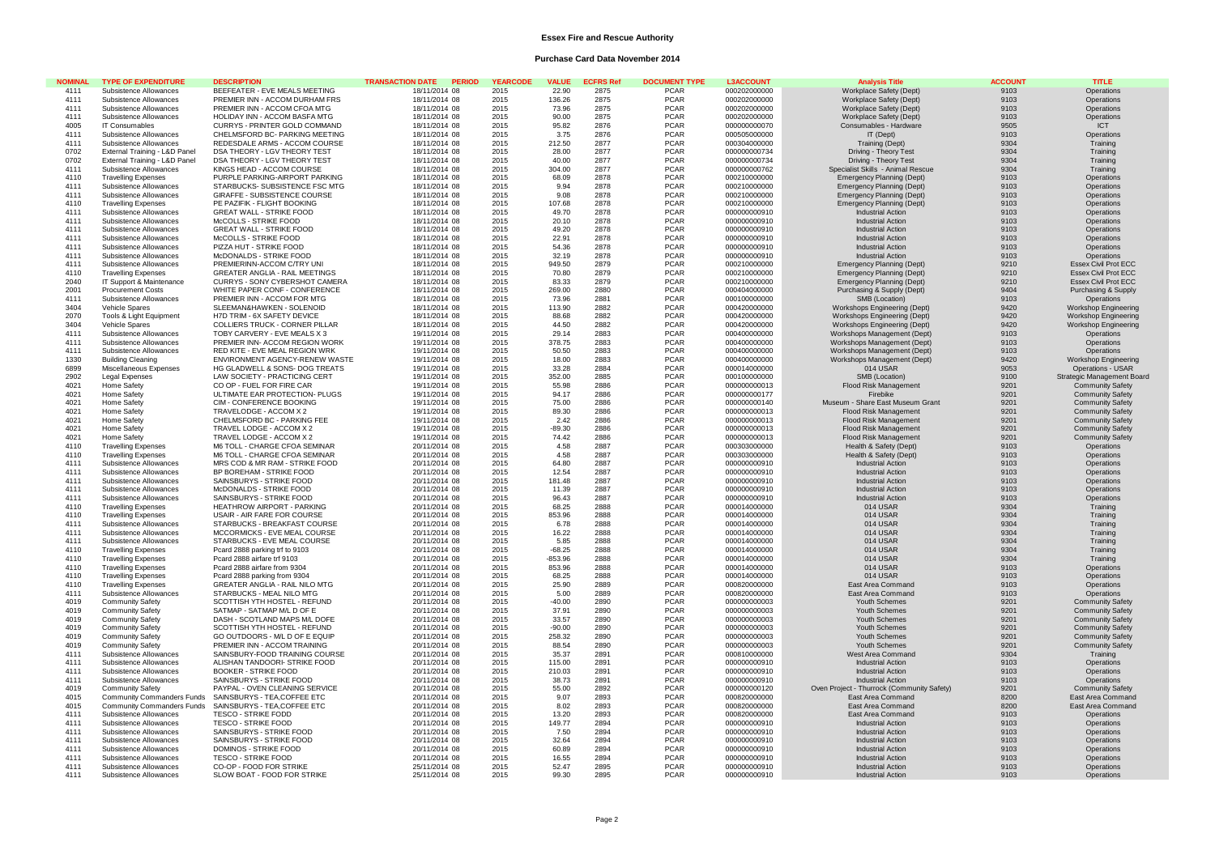# Essex Fire and Rescue Authority

## Purchase Card Data November 2014

| NOMINAL | TYPE OF EXPENDITURE | DESCRIPTION | TRANSACTION DATE | PERIOD | YEARCODE | VALUE | ECFRS Ref | DOCUMENT TYPE | L3ACCOUNT | Analysis Title | ACCOUNT | TITLE |
|---|---|---|---|---|---|---|---|---|---|---|---|---|
| 4111 | Subsistence Allowances | BEEFEATER - EVE MEALS MEETING | 18/11/2014 | 08 | 2015 | 22.90 | 2875 | PCAR | 000202000000 | Workplace Safety (Dept) | 9103 | Operations |
| 4111 | Subsistence Allowances | PREMIER INN - ACCOM DURHAM FRS | 18/11/2014 | 08 | 2015 | 136.26 | 2875 | PCAR | 000202000000 | Workplace Safety (Dept) | 9103 | Operations |
| 4111 | Subsistence Allowances | PREMIER INN - ACCOM CFOA MTG | 18/11/2014 | 08 | 2015 | 73.96 | 2875 | PCAR | 000202000000 | Workplace Safety (Dept) | 9103 | Operations |
| 4111 | Subsistence Allowances | HOLIDAY INN - ACCOM BASFA MTG | 18/11/2014 | 08 | 2015 | 90.00 | 2875 | PCAR | 000202000000 | Workplace Safety (Dept) | 9103 | Operations |
| 4005 | IT Consumables | CURRYS - PRINTER GOLD COMMAND | 18/11/2014 | 08 | 2015 | 95.82 | 2876 | PCAR | 000000000070 | Consumables - Hardware | 9505 | ICT |
| 4111 | Subsistence Allowances | CHELMSFORD BC- PARKING MEETING | 18/11/2014 | 08 | 2015 | 3.75 | 2876 | PCAR | 000505000000 | IT (Dept) | 9103 | Operations |
| 4111 | Subsistence Allowances | REDESDALE ARMS - ACCOM COURSE | 18/11/2014 | 08 | 2015 | 212.50 | 2877 | PCAR | 000304000000 | Training (Dept) | 9304 | Training |
| 0702 | External Training - L&D Panel | DSA THEORY - LGV THEORY TEST | 18/11/2014 | 08 | 2015 | 28.00 | 2877 | PCAR | 000000000734 | Driving - Theory Test | 9304 | Training |
| 0702 | External Training - L&D Panel | DSA THEORY - LGV THEORY TEST | 18/11/2014 | 08 | 2015 | 40.00 | 2877 | PCAR | 000000000734 | Driving - Theory Test | 9304 | Training |
| 4111 | Subsistence Allowances | KINGS HEAD - ACCOM COURSE | 18/11/2014 | 08 | 2015 | 304.00 | 2877 | PCAR | 000000000762 | Specialist Skills - Animal Rescue | 9304 | Training |
| 4110 | Travelling Expenses | PURPLE PARKING-AIRPORT PARKING | 18/11/2014 | 08 | 2015 | 68.09 | 2878 | PCAR | 000210000000 | Emergency Planning (Dept) | 9103 | Operations |
| 4111 | Subsistence Allowances | STARBUCKS- SUBSISTENCE FSC MTG | 18/11/2014 | 08 | 2015 | 9.94 | 2878 | PCAR | 000210000000 | Emergency Planning (Dept) | 9103 | Operations |
| 4111 | Subsistence Allowances | GIRAFFE - SUBSISTENCE COURSE | 18/11/2014 | 08 | 2015 | 9.08 | 2878 | PCAR | 000210000000 | Emergency Planning (Dept) | 9103 | Operations |
| 4110 | Travelling Expenses | PE PAZIFIK - FLIGHT BOOKING | 18/11/2014 | 08 | 2015 | 107.68 | 2878 | PCAR | 000210000000 | Emergency Planning (Dept) | 9103 | Operations |
| 4111 | Subsistence Allowances | GREAT WALL - STRIKE FOOD | 18/11/2014 | 08 | 2015 | 49.70 | 2878 | PCAR | 000000000910 | Industrial Action | 9103 | Operations |
| 4111 | Subsistence Allowances | McCOLLS - STRIKE FOOD | 18/11/2014 | 08 | 2015 | 20.10 | 2878 | PCAR | 000000000910 | Industrial Action | 9103 | Operations |
| 4111 | Subsistence Allowances | GREAT WALL - STRIKE FOOD | 18/11/2014 | 08 | 2015 | 49.20 | 2878 | PCAR | 000000000910 | Industrial Action | 9103 | Operations |
| 4111 | Subsistence Allowances | McCOLLS - STRIKE FOOD | 18/11/2014 | 08 | 2015 | 22.91 | 2878 | PCAR | 000000000910 | Industrial Action | 9103 | Operations |
| 4111 | Subsistence Allowances | PIZZA HUT - STRIKE FOOD | 18/11/2014 | 08 | 2015 | 54.36 | 2878 | PCAR | 000000000910 | Industrial Action | 9103 | Operations |
| 4111 | Subsistence Allowances | McDONALDS - STRIKE FOOD | 18/11/2014 | 08 | 2015 | 32.19 | 2878 | PCAR | 000000000910 | Industrial Action | 9103 | Operations |
| 4111 | Subsistence Allowances | PREMIERINN-ACCOM C/TRY UNI | 18/11/2014 | 08 | 2015 | 949.50 | 2879 | PCAR | 000210000000 | Emergency Planning (Dept) | 9210 | Essex Civil Prot ECC |
| 4110 | Travelling Expenses | GREATER ANGLIA - RAIL MEETINGS | 18/11/2014 | 08 | 2015 | 70.80 | 2879 | PCAR | 000210000000 | Emergency Planning (Dept) | 9210 | Essex Civil Prot ECC |
| 2040 | IT Support & Maintenance | CURRYS - SONY CYBERSHOT CAMERA | 18/11/2014 | 08 | 2015 | 83.33 | 2879 | PCAR | 000210000000 | Emergency Planning (Dept) | 9210 | Essex Civil Prot ECC |
| 2001 | Procurement Costs | WHITE PAPER CONF - CONFERENCE | 18/11/2014 | 08 | 2015 | 269.00 | 2880 | PCAR | 000404000000 | Purchasing & Supply (Dept) | 9404 | Purchasing & Supply |
| 4111 | Subsistence Allowances | PREMIER INN - ACCOM FOR MTG | 18/11/2014 | 08 | 2015 | 73.96 | 2881 | PCAR | 000100000000 | SMB (Location) | 9103 | Operations |
| 3404 | Vehicle Spares | SLEEMAN&HAWKEN - SOLENOID | 18/11/2014 | 08 | 2015 | 113.90 | 2882 | PCAR | 000420000000 | Workshops Engineering (Dept) | 9420 | Workshop Engineering |
| 2070 | Tools & Light Equipment | H7D TRIM - 6X SAFETY DEVICE | 18/11/2014 | 08 | 2015 | 88.68 | 2882 | PCAR | 000420000000 | Workshops Engineering (Dept) | 9420 | Workshop Engineering |
| 3404 | Vehicle Spares | COLLIERS TRUCK - CORNER PILLAR | 18/11/2014 | 08 | 2015 | 44.50 | 2882 | PCAR | 000420000000 | Workshops Engineering (Dept) | 9420 | Workshop Engineering |
| 4111 | Subsistence Allowances | TOBY CARVERY - EVE MEALS X 3 | 19/11/2014 | 08 | 2015 | 29.14 | 2883 | PCAR | 000400000000 | Workshops Management (Dept) | 9103 | Operations |
| 4111 | Subsistence Allowances | PREMIER INN- ACCOM REGION WORK | 19/11/2014 | 08 | 2015 | 378.75 | 2883 | PCAR | 000400000000 | Workshops Management (Dept) | 9103 | Operations |
| 4111 | Subsistence Allowances | RED KITE - EVE MEAL REGION WRK | 19/11/2014 | 08 | 2015 | 50.50 | 2883 | PCAR | 000400000000 | Workshops Management (Dept) | 9103 | Operations |
| 1330 | Building Cleaning | ENVIRONMENT AGENCY-RENEW WASTE | 19/11/2014 | 08 | 2015 | 18.00 | 2883 | PCAR | 000400000000 | Workshops Management (Dept) | 9420 | Workshop Engineering |
| 6899 | Miscellaneous Expenses | HG GLADWELL & SONS- DOG TREATS | 19/11/2014 | 08 | 2015 | 33.28 | 2884 | PCAR | 000014000000 | 014 USAR | 9053 | Operations - USAR |
| 2902 | Legal Expenses | LAW SOCIETY - PRACTICING CERT | 19/11/2014 | 08 | 2015 | 352.00 | 2885 | PCAR | 000100000000 | SMB (Location) | 9100 | Strategic Management Board |
| 4021 | Home Safety | CO OP - FUEL FOR FIRE CAR | 19/11/2014 | 08 | 2015 | 55.98 | 2886 | PCAR | 000000000013 | Flood Risk Management | 9201 | Community Safety |
| 4021 | Home Safety | ULTIMATE EAR PROTECTION- PLUGS | 19/11/2014 | 08 | 2015 | 94.17 | 2886 | PCAR | 000000000177 | Firebike | 9201 | Community Safety |
| 4021 | Home Safety | CIM - CONFERENCE BOOKING | 19/11/2014 | 08 | 2015 | 75.00 | 2886 | PCAR | 000000000140 | Museum - Share East Museum Grant | 9201 | Community Safety |
| 4021 | Home Safety | TRAVELODGE - ACCOM X 2 | 19/11/2014 | 08 | 2015 | 89.30 | 2886 | PCAR | 000000000013 | Flood Risk Management | 9201 | Community Safety |
| 4021 | Home Safety | CHELMSFORD BC - PARKING FEE | 19/11/2014 | 08 | 2015 | 2.42 | 2886 | PCAR | 000000000013 | Flood Risk Management | 9201 | Community Safety |
| 4021 | Home Safety | TRAVEL LODGE - ACCOM X 2 | 19/11/2014 | 08 | 2015 | -89.30 | 2886 | PCAR | 000000000013 | Flood Risk Management | 9201 | Community Safety |
| 4021 | Home Safety | TRAVEL LODGE - ACCOM X 2 | 19/11/2014 | 08 | 2015 | 74.42 | 2886 | PCAR | 000000000013 | Flood Risk Management | 9201 | Community Safety |
| 4110 | Travelling Expenses | M6 TOLL - CHARGE CFOA SEMINAR | 20/11/2014 | 08 | 2015 | 4.58 | 2887 | PCAR | 000303000000 | Health & Safety (Dept) | 9103 | Operations |
| 4110 | Travelling Expenses | M6 TOLL - CHARGE CFOA SEMINAR | 20/11/2014 | 08 | 2015 | 4.58 | 2887 | PCAR | 000303000000 | Health & Safety (Dept) | 9103 | Operations |
| 4111 | Subsistence Allowances | MRS COD & MR RAM - STRIKE FOOD | 20/11/2014 | 08 | 2015 | 64.80 | 2887 | PCAR | 000000000910 | Industrial Action | 9103 | Operations |
| 4111 | Subsistence Allowances | BP BOREHAM - STRIKE FOOD | 20/11/2014 | 08 | 2015 | 12.54 | 2887 | PCAR | 000000000910 | Industrial Action | 9103 | Operations |
| 4111 | Subsistence Allowances | SAINSBURYS - STRIKE FOOD | 20/11/2014 | 08 | 2015 | 181.48 | 2887 | PCAR | 000000000910 | Industrial Action | 9103 | Operations |
| 4111 | Subsistence Allowances | McDONALDS - STRIKE FOOD | 20/11/2014 | 08 | 2015 | 11.39 | 2887 | PCAR | 000000000910 | Industrial Action | 9103 | Operations |
| 4111 | Subsistence Allowances | SAINSBURYS - STRIKE FOOD | 20/11/2014 | 08 | 2015 | 96.43 | 2887 | PCAR | 000000000910 | Industrial Action | 9103 | Operations |
| 4110 | Travelling Expenses | HEATHROW AIRPORT - PARKING | 20/11/2014 | 08 | 2015 | 68.25 | 2888 | PCAR | 000014000000 | 014 USAR | 9304 | Training |
| 4110 | Travelling Expenses | USAIR - AIR FARE FOR COURSE | 20/11/2014 | 08 | 2015 | 853.96 | 2888 | PCAR | 000014000000 | 014 USAR | 9304 | Training |
| 4111 | Subsistence Allowances | STARBUCKS - BREAKFAST COURSE | 20/11/2014 | 08 | 2015 | 6.78 | 2888 | PCAR | 000014000000 | 014 USAR | 9304 | Training |
| 4111 | Subsistence Allowances | MCCORMICKS - EVE MEAL COURSE | 20/11/2014 | 08 | 2015 | 16.22 | 2888 | PCAR | 000014000000 | 014 USAR | 9304 | Training |
| 4111 | Subsistence Allowances | STARBUCKS - EVE MEAL COURSE | 20/11/2014 | 08 | 2015 | 5.85 | 2888 | PCAR | 000014000000 | 014 USAR | 9304 | Training |
| 4110 | Travelling Expenses | Pcard 2888 parking trf to 9103 | 20/11/2014 | 08 | 2015 | -68.25 | 2888 | PCAR | 000014000000 | 014 USAR | 9304 | Training |
| 4110 | Travelling Expenses | Pcard 2888 airfare trf 9103 | 20/11/2014 | 08 | 2015 | -853.96 | 2888 | PCAR | 000014000000 | 014 USAR | 9304 | Training |
| 4110 | Travelling Expenses | Pcard 2888 airfare from 9304 | 20/11/2014 | 08 | 2015 | 853.96 | 2888 | PCAR | 000014000000 | 014 USAR | 9103 | Operations |
| 4110 | Travelling Expenses | Pcard 2888 parking from 9304 | 20/11/2014 | 08 | 2015 | 68.25 | 2888 | PCAR | 000014000000 | 014 USAR | 9103 | Operations |
| 4110 | Travelling Expenses | GREATER ANGLIA - RAIL NILO MTG | 20/11/2014 | 08 | 2015 | 25.90 | 2889 | PCAR | 000820000000 | East Area Command | 9103 | Operations |
| 4111 | Subsistence Allowances | STARBUCKS - MEAL NILO MTG | 20/11/2014 | 08 | 2015 | 5.00 | 2889 | PCAR | 000820000000 | East Area Command | 9103 | Operations |
| 4019 | Community Safety | SCOTTISH YTH HOSTEL - REFUND | 20/11/2014 | 08 | 2015 | -40.00 | 2890 | PCAR | 000000000003 | Youth Schemes | 9201 | Community Safety |
| 4019 | Community Safety | SATMAP - SATMAP M/L D OF E | 20/11/2014 | 08 | 2015 | 37.91 | 2890 | PCAR | 000000000003 | Youth Schemes | 9201 | Community Safety |
| 4019 | Community Safety | DASH - SCOTLAND MAPS M/L DOFE | 20/11/2014 | 08 | 2015 | 33.57 | 2890 | PCAR | 000000000003 | Youth Schemes | 9201 | Community Safety |
| 4019 | Community Safety | SCOTTISH YTH HOSTEL - REFUND | 20/11/2014 | 08 | 2015 | -90.00 | 2890 | PCAR | 000000000003 | Youth Schemes | 9201 | Community Safety |
| 4019 | Community Safety | GO OUTDOORS - M/L D OF E EQUIP | 20/11/2014 | 08 | 2015 | 258.32 | 2890 | PCAR | 000000000003 | Youth Schemes | 9201 | Community Safety |
| 4019 | Community Safety | PREMIER INN - ACCOM TRAINING | 20/11/2014 | 08 | 2015 | 88.54 | 2890 | PCAR | 000000000003 | Youth Schemes | 9201 | Community Safety |
| 4111 | Subsistence Allowances | SAINSBURY-FOOD TRAINING COURSE | 20/11/2014 | 08 | 2015 | 35.37 | 2891 | PCAR | 000810000000 | West Area Command | 9304 | Training |
| 4111 | Subsistence Allowances | ALISHAN TANDOORI- STRIKE FOOD | 20/11/2014 | 08 | 2015 | 115.00 | 2891 | PCAR | 000000000910 | Industrial Action | 9103 | Operations |
| 4111 | Subsistence Allowances | BOOKER - STRIKE FOOD | 20/11/2014 | 08 | 2015 | 210.03 | 2891 | PCAR | 000000000910 | Industrial Action | 9103 | Operations |
| 4111 | Subsistence Allowances | SAINSBURYS - STRIKE FOOD | 20/11/2014 | 08 | 2015 | 38.73 | 2891 | PCAR | 000000000910 | Industrial Action | 9103 | Operations |
| 4019 | Community Safety | PAYPAL - OVEN CLEANING SERVICE | 20/11/2014 | 08 | 2015 | 55.00 | 2892 | PCAR | 000000000120 | Oven Project - Thurrock (Community Safety) | 9201 | Community Safety |
| 4015 | Community Commanders Funds | SAINSBURYS - TEA,COFFEE ETC | 20/11/2014 | 08 | 2015 | 9.07 | 2893 | PCAR | 000820000000 | East Area Command | 8200 | East Area Command |
| 4015 | Community Commanders Funds | SAINSBURYS - TEA,COFFEE ETC | 20/11/2014 | 08 | 2015 | 8.02 | 2893 | PCAR | 000820000000 | East Area Command | 8200 | East Area Command |
| 4111 | Subsistence Allowances | TESCO - STRIKE FODD | 20/11/2014 | 08 | 2015 | 13.20 | 2893 | PCAR | 000820000000 | East Area Command | 9103 | Operations |
| 4111 | Subsistence Allowances | TESCO - STRIKE FOOD | 20/11/2014 | 08 | 2015 | 149.77 | 2894 | PCAR | 000000000910 | Industrial Action | 9103 | Operations |
| 4111 | Subsistence Allowances | SAINSBURYS - STRIKE FOOD | 20/11/2014 | 08 | 2015 | 7.50 | 2894 | PCAR | 000000000910 | Industrial Action | 9103 | Operations |
| 4111 | Subsistence Allowances | SAINSBURYS - STRIKE FOOD | 20/11/2014 | 08 | 2015 | 32.64 | 2894 | PCAR | 000000000910 | Industrial Action | 9103 | Operations |
| 4111 | Subsistence Allowances | DOMINOS - STRIKE FOOD | 20/11/2014 | 08 | 2015 | 60.89 | 2894 | PCAR | 000000000910 | Industrial Action | 9103 | Operations |
| 4111 | Subsistence Allowances | TESCO - STRIKE FOOD | 20/11/2014 | 08 | 2015 | 16.55 | 2894 | PCAR | 000000000910 | Industrial Action | 9103 | Operations |
| 4111 | Subsistence Allowances | CO-OP - FOOD FOR STRIKE | 25/11/2014 | 08 | 2015 | 52.47 | 2895 | PCAR | 000000000910 | Industrial Action | 9103 | Operations |
| 4111 | Subsistence Allowances | SLOW BOAT - FOOD FOR STRIKE | 25/11/2014 | 08 | 2015 | 99.30 | 2895 | PCAR | 000000000910 | Industrial Action | 9103 | Operations |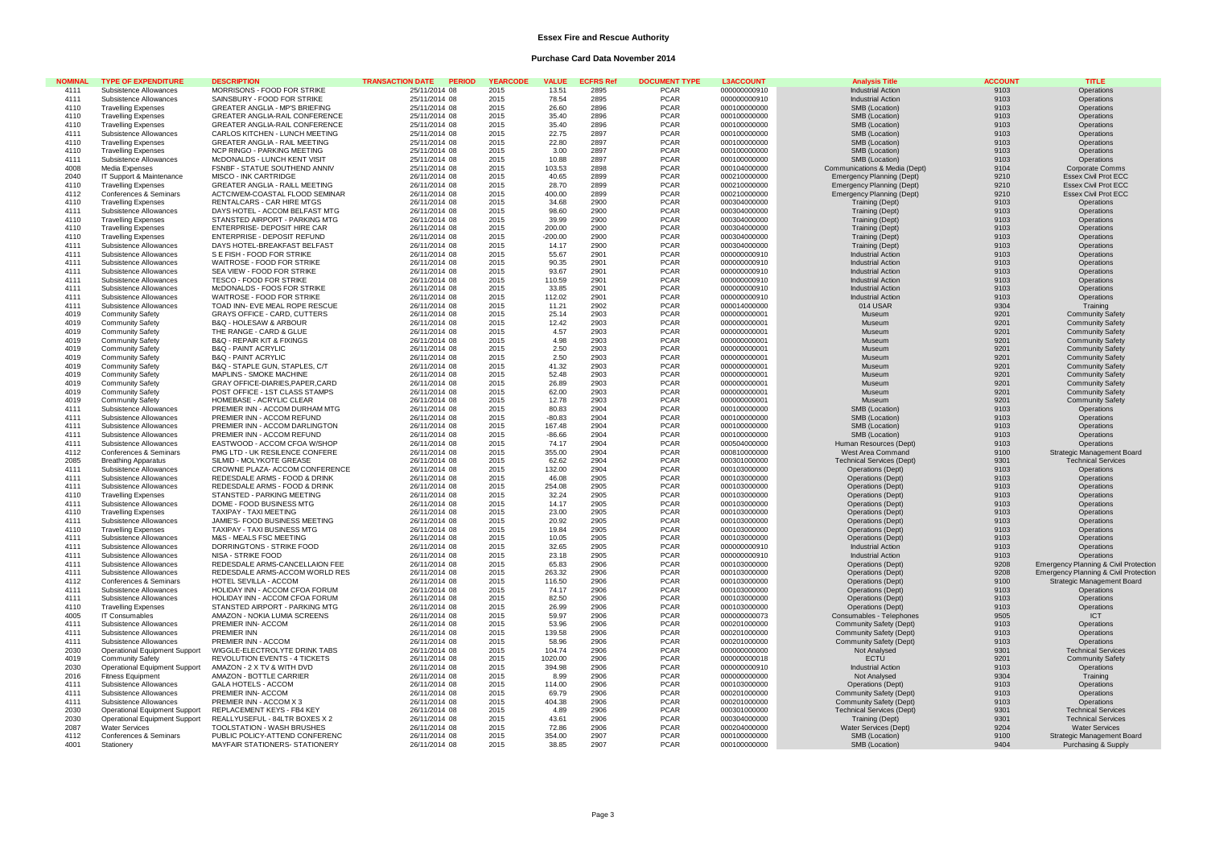# Essex Fire and Rescue Authority

## Purchase Card Data November 2014

| NOMINAL | TYPE OF EXPENDITURE | DESCRIPTION | TRANSACTION DATE | PERIOD | YEARCODE | VALUE | ECFRS Ref | DOCUMENT TYPE | L3ACCOUNT | Analysis Title | ACCOUNT | TITLE |
|---|---|---|---|---|---|---|---|---|---|---|---|---|
| 4111 | Subsistence Allowances | MORRISONS - FOOD FOR STRIKE | 25/11/2014 | 08 | 2015 | 13.51 | 2895 | PCAR | 000000000910 | Industrial Action | 9103 | Operations |
| 4111 | Subsistence Allowances | SAINSBURY - FOOD FOR STRIKE | 25/11/2014 | 08 | 2015 | 78.54 | 2895 | PCAR | 000000000910 | Industrial Action | 9103 | Operations |
| 4110 | Travelling Expenses | GREATER ANGLIA - MP'S BRIEFING | 25/11/2014 | 08 | 2015 | 26.60 | 2896 | PCAR | 000100000000 | SMB (Location) | 9103 | Operations |
| 4110 | Travelling Expenses | GREATER ANGLIA-RAIL CONFERENCE | 25/11/2014 | 08 | 2015 | 35.40 | 2896 | PCAR | 000100000000 | SMB (Location) | 9103 | Operations |
| 4110 | Travelling Expenses | GREATER ANGLIA-RAIL CONFERENCE | 25/11/2014 | 08 | 2015 | 35.40 | 2896 | PCAR | 000100000000 | SMB (Location) | 9103 | Operations |
| 4111 | Subsistence Allowances | CARLOS KITCHEN - LUNCH MEETING | 25/11/2014 | 08 | 2015 | 22.75 | 2897 | PCAR | 000100000000 | SMB (Location) | 9103 | Operations |
| 4110 | Travelling Expenses | GREATER ANGLIA - RAIL MEETING | 25/11/2014 | 08 | 2015 | 22.80 | 2897 | PCAR | 000100000000 | SMB (Location) | 9103 | Operations |
| 4110 | Travelling Expenses | NCP RINGO - PARKING MEETING | 25/11/2014 | 08 | 2015 | 3.00 | 2897 | PCAR | 000100000000 | SMB (Location) | 9103 | Operations |
| 4111 | Subsistence Allowances | McDONALDS - LUNCH KENT VISIT | 25/11/2014 | 08 | 2015 | 10.88 | 2897 | PCAR | 000100000000 | SMB (Location) | 9103 | Operations |
| 4008 | Media Expenses | FSNBF - STATUE SOUTHEND ANNIV | 25/11/2014 | 08 | 2015 | 103.53 | 2898 | PCAR | 000104000000 | Communications & Media (Dept) | 9104 | Corporate Comms |
| 2040 | IT Support & Maintenance | MISCO - INK CARTRIDGE | 26/11/2014 | 08 | 2015 | 40.65 | 2899 | PCAR | 000210000000 | Emergency Planning (Dept) | 9210 | Essex Civil Prot ECC |
| 4110 | Travelling Expenses | GREATER ANGLIA - RAILL MEETING | 26/11/2014 | 08 | 2015 | 28.70 | 2899 | PCAR | 000210000000 | Emergency Planning (Dept) | 9210 | Essex Civil Prot ECC |
| 4112 | Conferences & Seminars | ACTCIWEM-COASTAL FLOOD SEMINAR | 26/11/2014 | 08 | 2015 | 400.00 | 2899 | PCAR | 000210000000 | Emergency Planning (Dept) | 9210 | Essex Civil Prot ECC |
| 4110 | Travelling Expenses | RENTALCARS - CAR HIRE MTGS | 26/11/2014 | 08 | 2015 | 34.68 | 2900 | PCAR | 000304000000 | Training (Dept) | 9103 | Operations |
| 4111 | Subsistence Allowances | DAYS HOTEL - ACCOM BELFAST MTG | 26/11/2014 | 08 | 2015 | 98.60 | 2900 | PCAR | 000304000000 | Training (Dept) | 9103 | Operations |
| 4110 | Travelling Expenses | STANSTED AIRPORT - PARKING MTG | 26/11/2014 | 08 | 2015 | 39.99 | 2900 | PCAR | 000304000000 | Training (Dept) | 9103 | Operations |
| 4110 | Travelling Expenses | ENTERPRISE- DEPOSIT HIRE CAR | 26/11/2014 | 08 | 2015 | 200.00 | 2900 | PCAR | 000304000000 | Training (Dept) | 9103 | Operations |
| 4110 | Travelling Expenses | ENTERPRISE - DEPOSIT REFUND | 26/11/2014 | 08 | 2015 | -200.00 | 2900 | PCAR | 000304000000 | Training (Dept) | 9103 | Operations |
| 4111 | Subsistence Allowances | DAYS HOTEL-BREAKFAST BELFAST | 26/11/2014 | 08 | 2015 | 14.17 | 2900 | PCAR | 000304000000 | Training (Dept) | 9103 | Operations |
| 4111 | Subsistence Allowances | S E FISH - FOOD FOR STRIKE | 26/11/2014 | 08 | 2015 | 55.67 | 2901 | PCAR | 000000000910 | Industrial Action | 9103 | Operations |
| 4111 | Subsistence Allowances | WAITROSE - FOOD FOR STRIKE | 26/11/2014 | 08 | 2015 | 90.35 | 2901 | PCAR | 000000000910 | Industrial Action | 9103 | Operations |
| 4111 | Subsistence Allowances | SEA VIEW - FOOD FOR STRIKE | 26/11/2014 | 08 | 2015 | 93.67 | 2901 | PCAR | 000000000910 | Industrial Action | 9103 | Operations |
| 4111 | Subsistence Allowances | TESCO - FOOD FOR STRIKE | 26/11/2014 | 08 | 2015 | 110.59 | 2901 | PCAR | 000000000910 | Industrial Action | 9103 | Operations |
| 4111 | Subsistence Allowances | McDONALDS - FOOS FOR STRIKE | 26/11/2014 | 08 | 2015 | 33.85 | 2901 | PCAR | 000000000910 | Industrial Action | 9103 | Operations |
| 4111 | Subsistence Allowances | WAITROSE - FOOD FOR STRIKE | 26/11/2014 | 08 | 2015 | 112.02 | 2901 | PCAR | 000000000910 | Industrial Action | 9103 | Operations |
| 4111 | Subsistence Allowances | TOAD INN- EVE MEAL ROPE RESCUE | 26/11/2014 | 08 | 2015 | 11.21 | 2902 | PCAR | 000014000000 | 014 USAR | 9304 | Training |
| 4019 | Community Safety | GRAYS OFFICE - CARD, CUTTERS | 26/11/2014 | 08 | 2015 | 25.14 | 2903 | PCAR | 000000000001 | Museum | 9201 | Community Safety |
| 4019 | Community Safety | B&Q - HOLESAW & ARBOUR | 26/11/2014 | 08 | 2015 | 12.42 | 2903 | PCAR | 000000000001 | Museum | 9201 | Community Safety |
| 4019 | Community Safety | THE RANGE - CARD & GLUE | 26/11/2014 | 08 | 2015 | 4.57 | 2903 | PCAR | 000000000001 | Museum | 9201 | Community Safety |
| 4019 | Community Safety | B&Q - REPAIR KIT & FIXINGS | 26/11/2014 | 08 | 2015 | 4.98 | 2903 | PCAR | 000000000001 | Museum | 9201 | Community Safety |
| 4019 | Community Safety | B&Q - PAINT ACRYLIC | 26/11/2014 | 08 | 2015 | 2.50 | 2903 | PCAR | 000000000001 | Museum | 9201 | Community Safety |
| 4019 | Community Safety | B&Q - PAINT ACRYLIC | 26/11/2014 | 08 | 2015 | 2.50 | 2903 | PCAR | 000000000001 | Museum | 9201 | Community Safety |
| 4019 | Community Safety | B&Q - STAPLE GUN, STAPLES, C/T | 26/11/2014 | 08 | 2015 | 41.32 | 2903 | PCAR | 000000000001 | Museum | 9201 | Community Safety |
| 4019 | Community Safety | MAPLINS - SMOKE MACHINE | 26/11/2014 | 08 | 2015 | 52.48 | 2903 | PCAR | 000000000001 | Museum | 9201 | Community Safety |
| 4019 | Community Safety | GRAY OFFICE-DIARIES,PAPER,CARD | 26/11/2014 | 08 | 2015 | 26.89 | 2903 | PCAR | 000000000001 | Museum | 9201 | Community Safety |
| 4019 | Community Safety | POST OFFICE - 1ST CLASS STAMPS | 26/11/2014 | 08 | 2015 | 62.00 | 2903 | PCAR | 000000000001 | Museum | 9201 | Community Safety |
| 4019 | Community Safety | HOMEBASE - ACRYLIC CLEAR | 26/11/2014 | 08 | 2015 | 12.78 | 2903 | PCAR | 000000000001 | Museum | 9201 | Community Safety |
| 4111 | Subsistence Allowances | PREMIER INN - ACCOM DURHAM MTG | 26/11/2014 | 08 | 2015 | 80.83 | 2904 | PCAR | 000100000000 | SMB (Location) | 9103 | Operations |
| 4111 | Subsistence Allowances | PREMIER INN - ACCOM REFUND | 26/11/2014 | 08 | 2015 | -80.83 | 2904 | PCAR | 000100000000 | SMB (Location) | 9103 | Operations |
| 4111 | Subsistence Allowances | PREMIER INN - ACCOM DARLINGTON | 26/11/2014 | 08 | 2015 | 167.48 | 2904 | PCAR | 000100000000 | SMB (Location) | 9103 | Operations |
| 4111 | Subsistence Allowances | PREMIER INN - ACCOM REFUND | 26/11/2014 | 08 | 2015 | -86.66 | 2904 | PCAR | 000100000000 | SMB (Location) | 9103 | Operations |
| 4111 | Subsistence Allowances | EASTWOOD - ACCOM CFOA W/SHOP | 26/11/2014 | 08 | 2015 | 74.17 | 2904 | PCAR | 000504000000 | Human Resources (Dept) | 9103 | Operations |
| 4112 | Conferences & Seminars | PMG LTD - UK RESILENCE CONFERE | 26/11/2014 | 08 | 2015 | 355.00 | 2904 | PCAR | 000810000000 | West Area Command | 9100 | Strategic Management Board |
| 2085 | Breathing Apparatus | SILMID - MOLYKOTE GREASE | 26/11/2014 | 08 | 2015 | 62.62 | 2904 | PCAR | 000301000000 | Technical Services (Dept) | 9301 | Technical Services |
| 4111 | Subsistence Allowances | CROWNE PLAZA- ACCOM CONFERENCE | 26/11/2014 | 08 | 2015 | 132.00 | 2904 | PCAR | 000103000000 | Operations (Dept) | 9103 | Operations |
| 4111 | Subsistence Allowances | REDESDALE ARMS - FOOD & DRINK | 26/11/2014 | 08 | 2015 | 46.08 | 2905 | PCAR | 000103000000 | Operations (Dept) | 9103 | Operations |
| 4111 | Subsistence Allowances | REDESDALE ARMS - FOOD & DRINK | 26/11/2014 | 08 | 2015 | 254.08 | 2905 | PCAR | 000103000000 | Operations (Dept) | 9103 | Operations |
| 4110 | Travelling Expenses | STANSTED - PARKING MEETING | 26/11/2014 | 08 | 2015 | 32.24 | 2905 | PCAR | 000103000000 | Operations (Dept) | 9103 | Operations |
| 4111 | Subsistence Allowances | DOME - FOOD BUSINESS MTG | 26/11/2014 | 08 | 2015 | 14.17 | 2905 | PCAR | 000103000000 | Operations (Dept) | 9103 | Operations |
| 4110 | Travelling Expenses | TAXIPAY - TAXI MEETING | 26/11/2014 | 08 | 2015 | 23.00 | 2905 | PCAR | 000103000000 | Operations (Dept) | 9103 | Operations |
| 4111 | Subsistence Allowances | JAMIE'S- FOOD BUSINESS MEETING | 26/11/2014 | 08 | 2015 | 20.92 | 2905 | PCAR | 000103000000 | Operations (Dept) | 9103 | Operations |
| 4110 | Travelling Expenses | TAXIPAY - TAXI BUSINESS MTG | 26/11/2014 | 08 | 2015 | 19.84 | 2905 | PCAR | 000103000000 | Operations (Dept) | 9103 | Operations |
| 4111 | Subsistence Allowances | M&S - MEALS FSC MEETING | 26/11/2014 | 08 | 2015 | 10.05 | 2905 | PCAR | 000103000000 | Operations (Dept) | 9103 | Operations |
| 4111 | Subsistence Allowances | DORRINGTONS - STRIKE FOOD | 26/11/2014 | 08 | 2015 | 32.65 | 2905 | PCAR | 000000000910 | Industrial Action | 9103 | Operations |
| 4111 | Subsistence Allowances | NISA - STRIKE FOOD | 26/11/2014 | 08 | 2015 | 23.18 | 2905 | PCAR | 000000000910 | Industrial Action | 9103 | Operations |
| 4111 | Subsistence Allowances | REDESDALE ARMS-CANCELLAION FEE | 26/11/2014 | 08 | 2015 | 65.83 | 2906 | PCAR | 000103000000 | Operations (Dept) | 9208 | Emergency Planning & Civil Protection |
| 4111 | Subsistence Allowances | REDESDALE ARMS-ACCOM WORLD RES | 26/11/2014 | 08 | 2015 | 263.32 | 2906 | PCAR | 000103000000 | Operations (Dept) | 9208 | Emergency Planning & Civil Protection |
| 4112 | Conferences & Seminars | HOTEL SEVILLA - ACCOM | 26/11/2014 | 08 | 2015 | 116.50 | 2906 | PCAR | 000103000000 | Operations (Dept) | 9100 | Strategic Management Board |
| 4111 | Subsistence Allowances | HOLIDAY INN - ACCOM CFOA FORUM | 26/11/2014 | 08 | 2015 | 74.17 | 2906 | PCAR | 000103000000 | Operations (Dept) | 9103 | Operations |
| 4111 | Subsistence Allowances | HOLIDAY INN - ACCOM CFOA FORUM | 26/11/2014 | 08 | 2015 | 82.50 | 2906 | PCAR | 000103000000 | Operations (Dept) | 9103 | Operations |
| 4110 | Travelling Expenses | STANSTED AIRPORT - PARKING MTG | 26/11/2014 | 08 | 2015 | 26.99 | 2906 | PCAR | 000103000000 | Operations (Dept) | 9103 | Operations |
| 4005 | IT Consumables | AMAZON - NOKIA LUMIA SCREENS | 26/11/2014 | 08 | 2015 | 59.97 | 2906 | PCAR | 000000000073 | Consumables - Telephones | 9505 | ICT |
| 4111 | Subsistence Allowances | PREMIER INN- ACCOM | 26/11/2014 | 08 | 2015 | 53.96 | 2906 | PCAR | 000201000000 | Community Safety (Dept) | 9103 | Operations |
| 4111 | Subsistence Allowances | PREMIER INN | 26/11/2014 | 08 | 2015 | 139.58 | 2906 | PCAR | 000201000000 | Community Safety (Dept) | 9103 | Operations |
| 4111 | Subsistence Allowances | PREMIER INN - ACCOM | 26/11/2014 | 08 | 2015 | 58.96 | 2906 | PCAR | 000201000000 | Community Safety (Dept) | 9103 | Operations |
| 2030 | Operational Equipment Support | WIGGLE-ELECTROLYTE DRINK TABS | 26/11/2014 | 08 | 2015 | 104.74 | 2906 | PCAR | 000000000000 | Not Analysed | 9301 | Technical Services |
| 4019 | Community Safety | REVOLUTION EVENTS - 4 TICKETS | 26/11/2014 | 08 | 2015 | 1020.00 | 2906 | PCAR | 000000000018 | ECTU | 9201 | Community Safety |
| 2030 | Operational Equipment Support | AMAZON - 2 X TV & WITH DVD | 26/11/2014 | 08 | 2015 | 394.98 | 2906 | PCAR | 000000000910 | Industrial Action | 9103 | Operations |
| 2016 | Fitness Equipment | AMAZON - BOTTLE CARRIER | 26/11/2014 | 08 | 2015 | 8.99 | 2906 | PCAR | 000000000000 | Not Analysed | 9304 | Training |
| 4111 | Subsistence Allowances | GALA HOTELS - ACCOM | 26/11/2014 | 08 | 2015 | 114.00 | 2906 | PCAR | 000103000000 | Operations (Dept) | 9103 | Operations |
| 4111 | Subsistence Allowances | PREMIER INN- ACCOM | 26/11/2014 | 08 | 2015 | 69.79 | 2906 | PCAR | 000201000000 | Community Safety (Dept) | 9103 | Operations |
| 4111 | Subsistence Allowances | PREMIER INN - ACCOM X 3 | 26/11/2014 | 08 | 2015 | 404.38 | 2906 | PCAR | 000201000000 | Community Safety (Dept) | 9103 | Operations |
| 2030 | Operational Equipment Support | REPLACEMENT KEYS - FB4 KEY | 26/11/2014 | 08 | 2015 | 4.89 | 2906 | PCAR | 000301000000 | Technical Services (Dept) | 9301 | Technical Services |
| 2030 | Operational Equipment Support | REALLYUSEFUL - 84LTR BOXES X 2 | 26/11/2014 | 08 | 2015 | 43.61 | 2906 | PCAR | 000304000000 | Training (Dept) | 9301 | Technical Services |
| 2087 | Water Services | TOOLSTATION - WASH BRUSHES | 26/11/2014 | 08 | 2015 | 72.86 | 2906 | PCAR | 000204000000 | Water Services (Dept) | 9204 | Water Services |
| 4112 | Conferences & Seminars | PUBLIC POLICY-ATTEND CONFERENC | 26/11/2014 | 08 | 2015 | 354.00 | 2907 | PCAR | 000100000000 | SMB (Location) | 9100 | Strategic Management Board |
| 4001 | Stationery | MAYFAIR STATIONERS- STATIONERY | 26/11/2014 | 08 | 2015 | 38.85 | 2907 | PCAR | 000100000000 | SMB (Location) | 9404 | Purchasing & Supply |